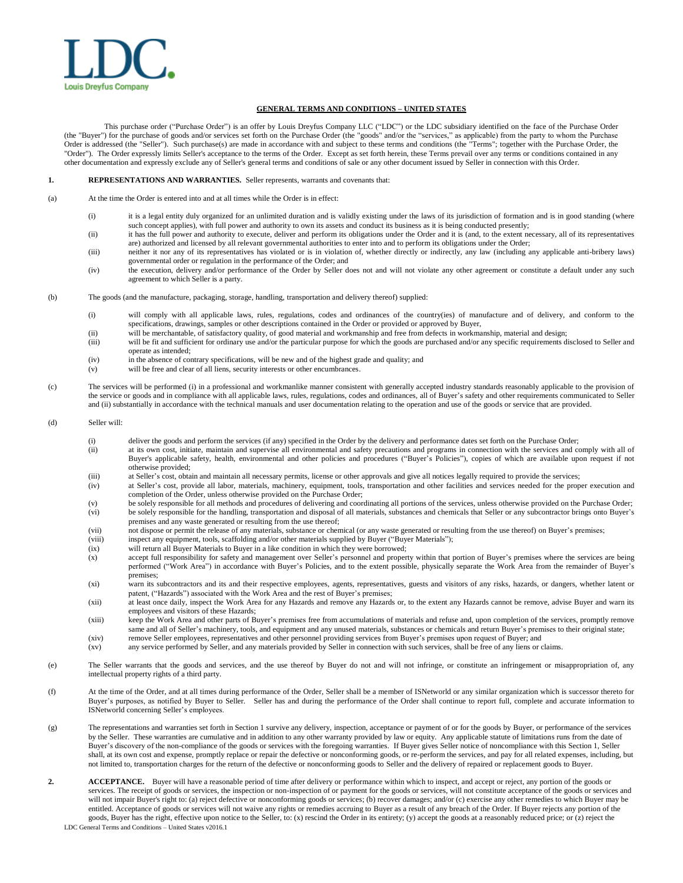LDC.
Louis Dreyfus Company

## GENERAL TERMS AND CONDITIONS – UNITED STATES

This purchase order ("Purchase Order") is an offer by Louis Dreyfus Company LLC ("LDC") or the LDC subsidiary identified on the face of the Purchase Order (the "Buyer") for the purchase of goods and/or services set forth on the Purchase Order (the "goods" and/or the "services," as applicable) from the party to whom the Purchase Order is addressed (the "Seller"). Such purchase(s) are made in accordance with and subject to these terms and conditions (the "Terms"; together with the Purchase Order, the "Order"). The Order expressly limits Seller's acceptance to the terms of the Order. Except as set forth herein, these Terms prevail over any terms or conditions contained in any other documentation and expressly exclude any of Seller's general terms and conditions of sale or any other document issued by Seller in connection with this Order.

**1. REPRESENTATIONS AND WARRANTIES.** Seller represents, warrants and covenants that:

(a) At the time the Order is entered into and at all times while the Order is in effect:

- (i) it is a legal entity duly organized for an unlimited duration and is validly existing under the laws of its jurisdiction of formation and is in good standing (where such concept applies), with full power and authority to own its assets and conduct its business as it is being conducted presently;
- (ii) it has the full power and authority to execute, deliver and perform its obligations under the Order and it is (and, to the extent necessary, all of its representatives are) authorized and licensed by all relevant governmental authorities to enter into and to perform its obligations under the Order;
- (iii) neither it nor any of its representatives has violated or is in violation of, whether directly or indirectly, any law (including any applicable anti-bribery laws) governmental order or regulation in the performance of the Order; and
- (iv) the execution, delivery and/or performance of the Order by Seller does not and will not violate any other agreement or constitute a default under any such agreement to which Seller is a party.

(b) The goods (and the manufacture, packaging, storage, handling, transportation and delivery thereof) supplied:

- (i) will comply with all applicable laws, rules, regulations, codes and ordinances of the country(ies) of manufacture and of delivery, and conform to the specifications, drawings, samples or other descriptions contained in the Order or provided or approved by Buyer,
- (ii) will be merchantable, of satisfactory quality, of good material and workmanship and free from defects in workmanship, material and design;
- (iii) will be fit and sufficient for ordinary use and/or the particular purpose for which the goods are purchased and/or any specific requirements disclosed to Seller and operate as intended;
- (iv) in the absence of contrary specifications, will be new and of the highest grade and quality; and
- (v) will be free and clear of all liens, security interests or other encumbrances.

(c) The services will be performed (i) in a professional and workmanlike manner consistent with generally accepted industry standards reasonably applicable to the provision of the service or goods and in compliance with all applicable laws, rules, regulations, codes and ordinances, all of Buyer's safety and other requirements communicated to Seller and (ii) substantially in accordance with the technical manuals and user documentation relating to the operation and use of the goods or service that are provided.

(d) Seller will:

- (i) deliver the goods and perform the services (if any) specified in the Order by the delivery and performance dates set forth on the Purchase Order;
- (ii) at its own cost, initiate, maintain and supervise all environmental and safety precautions and programs in connection with the services and comply with all of Buyer's applicable safety, health, environmental and other policies and procedures ("Buyer's Policies"), copies of which are available upon request if not otherwise provided;
- (iii) at Seller's cost, obtain and maintain all necessary permits, license or other approvals and give all notices legally required to provide the services;
- (iv) at Seller's cost, provide all labor, materials, machinery, equipment, tools, transportation and other facilities and services needed for the proper execution and completion of the Order, unless otherwise provided on the Purchase Order;
- (v) be solely responsible for all methods and procedures of delivering and coordinating all portions of the services, unless otherwise provided on the Purchase Order;
- (vi) be solely responsible for the handling, transportation and disposal of all materials, substances and chemicals that Seller or any subcontractor brings onto Buyer's premises and any waste generated or resulting from the use thereof;
- (vii) not dispose or permit the release of any materials, substance or chemical (or any waste generated or resulting from the use thereof) on Buyer's premises;
- (viii) inspect any equipment, tools, scaffolding and/or other materials supplied by Buyer ("Buyer Materials");
- (ix) will return all Buyer Materials to Buyer in a like condition in which they were borrowed;
- (x) accept full responsibility for safety and management over Seller's personnel and property within that portion of Buyer's premises where the services are being performed ("Work Area") in accordance with Buyer's Policies, and to the extent possible, physically separate the Work Area from the remainder of Buyer's premises;
- (xi) warn its subcontractors and its and their respective employees, agents, representatives, guests and visitors of any risks, hazards, or dangers, whether latent or patent, ("Hazards") associated with the Work Area and the rest of Buyer's premises;
- (xii) at least once daily, inspect the Work Area for any Hazards and remove any Hazards or, to the extent any Hazards cannot be remove, advise Buyer and warn its employees and visitors of these Hazards;
- (xiii) keep the Work Area and other parts of Buyer's premises free from accumulations of materials and refuse and, upon completion of the services, promptly remove same and all of Seller's machinery, tools, and equipment and any unused materials, substances or chemicals and return Buyer's premises to their original state;
- (xiv) remove Seller employees, representatives and other personnel providing services from Buyer's premises upon request of Buyer; and
- (xv) any service performed by Seller, and any materials provided by Seller in connection with such services, shall be free of any liens or claims.

(e) The Seller warrants that the goods and services, and the use thereof by Buyer do not and will not infringe, or constitute an infringement or misappropriation of, any intellectual property rights of a third party.

(f) At the time of the Order, and at all times during performance of the Order, Seller shall be a member of ISNetworld or any similar organization which is successor thereto for Buyer's purposes, as notified by Buyer to Seller. Seller has and during the performance of the Order shall continue to report full, complete and accurate information to ISNetworld concerning Seller's employees.

(g) The representations and warranties set forth in Section 1 survive any delivery, inspection, acceptance or payment of or for the goods by Buyer, or performance of the services by the Seller. These warranties are cumulative and in addition to any other warranty provided by law or equity. Any applicable statute of limitations runs from the date of Buyer's discovery of the non-compliance of the goods or services with the foregoing warranties. If Buyer gives Seller notice of noncompliance with this Section 1, Seller shall, at its own cost and expense, promptly replace or repair the defective or nonconforming goods, or re-perform the services, and pay for all related expenses, including, but not limited to, transportation charges for the return of the defective or nonconforming goods to Seller and the delivery of repaired or replacement goods to Buyer.

**2. ACCEPTANCE.** Buyer will have a reasonable period of time after delivery or performance within which to inspect, and accept or reject, any portion of the goods or services. The receipt of goods or services, the inspection or non-inspection of or payment for the goods or services, will not constitute acceptance of the goods or services and will not impair Buyer's right to: (a) reject defective or nonconforming goods or services; (b) recover damages; and/or (c) exercise any other remedies to which Buyer may be entitled. Acceptance of goods or services will not waive any rights or remedies accruing to Buyer as a result of any breach of the Order. If Buyer rejects any portion of the goods, Buyer has the right, effective upon notice to the Seller, to: (x) rescind the Order in its entirety; (y) accept the goods at a reasonably reduced price; or (z) reject the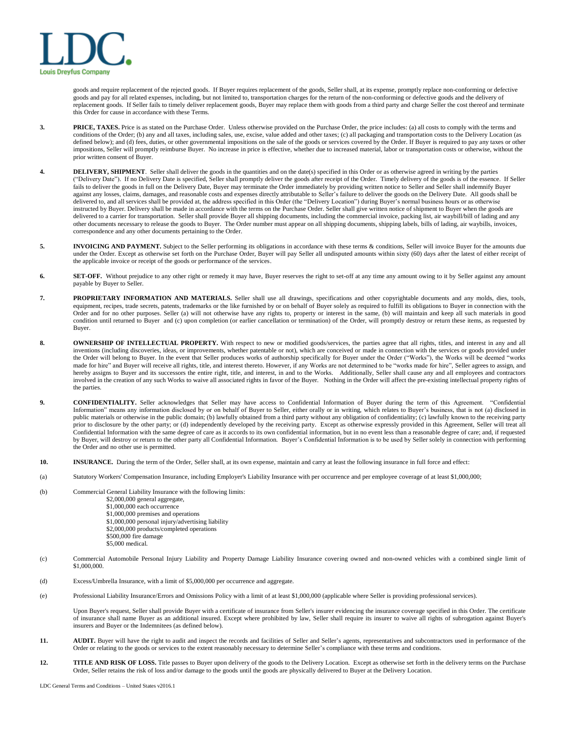goods and require replacement of the rejected goods. If Buyer requires replacement of the goods, Seller shall, at its expense, promptly replace non-conforming or defective goods and pay for all related expenses, including, but not limited to, transportation charges for the return of the non-conforming or defective goods and the delivery of replacement goods. If Seller fails to timely deliver replacement goods, Buyer may replace them with goods from a third party and charge Seller the cost thereof and terminate this Order for cause in accordance with these Terms.

3. **PRICE, TAXES.** Price is as stated on the Purchase Order. Unless otherwise provided on the Purchase Order, the price includes: (a) all costs to comply with the terms and conditions of the Order; (b) any and all taxes, including sales, use, excise, value added and other taxes; (c) all packaging and transportation costs to the Delivery Location (as defined below); and (d) fees, duties, or other governmental impositions on the sale of the goods or services covered by the Order. If Buyer is required to pay any taxes or other impositions, Seller will promptly reimburse Buyer. No increase in price is effective, whether due to increased material, labor or transportation costs or otherwise, without the prior written consent of Buyer.

4. **DELIVERY, SHIPMENT**. Seller shall deliver the goods in the quantities and on the date(s) specified in this Order or as otherwise agreed in writing by the parties ("Delivery Date"). If no Delivery Date is specified, Seller shall promptly deliver the goods after receipt of the Order. Timely delivery of the goods is of the essence. If Seller fails to deliver the goods in full on the Delivery Date, Buyer may terminate the Order immediately by providing written notice to Seller and Seller shall indemnify Buyer against any losses, claims, damages, and reasonable costs and expenses directly attributable to Seller's failure to deliver the goods on the Delivery Date. All goods shall be delivered to, and all services shall be provided at, the address specified in this Order (the "Delivery Location") during Buyer's normal business hours or as otherwise instructed by Buyer. Delivery shall be made in accordance with the terms on the Purchase Order. Seller shall give written notice of shipment to Buyer when the goods are delivered to a carrier for transportation. Seller shall provide Buyer all shipping documents, including the commercial invoice, packing list, air waybill/bill of lading and any other documents necessary to release the goods to Buyer. The Order number must appear on all shipping documents, shipping labels, bills of lading, air waybills, invoices, correspondence and any other documents pertaining to the Order.

5. **INVOICING AND PAYMENT.** Subject to the Seller performing its obligations in accordance with these terms & conditions, Seller will invoice Buyer for the amounts due under the Order. Except as otherwise set forth on the Purchase Order, Buyer will pay Seller all undisputed amounts within sixty (60) days after the latest of either receipt of the applicable invoice or receipt of the goods or performance of the services.

6. **SET-OFF.** Without prejudice to any other right or remedy it may have, Buyer reserves the right to set-off at any time any amount owing to it by Seller against any amount payable by Buyer to Seller.

7. **PROPRIETARY INFORMATION AND MATERIALS.** Seller shall use all drawings, specifications and other copyrightable documents and any molds, dies, tools, equipment, recipes, trade secrets, patents, trademarks or the like furnished by or on behalf of Buyer solely as required to fulfill its obligations to Buyer in connection with the Order and for no other purposes. Seller (a) will not otherwise have any rights to, property or interest in the same, (b) will maintain and keep all such materials in good condition until returned to Buyer and (c) upon completion (or earlier cancellation or termination) of the Order, will promptly destroy or return these items, as requested by Buyer.

8. **OWNERSHIP OF INTELLECTUAL PROPERTY.** With respect to new or modified goods/services, the parties agree that all rights, titles, and interest in any and all inventions (including discoveries, ideas, or improvements, whether patentable or not), which are conceived or made in connection with the services or goods provided under the Order will belong to Buyer. In the event that Seller produces works of authorship specifically for Buyer under the Order ("Works"), the Works will be deemed "works made for hire" and Buyer will receive all rights, title, and interest thereto. However, if any Works are not determined to be "works made for hire", Seller agrees to assign, and hereby assigns to Buyer and its successors the entire right, title, and interest, in and to the Works. Additionally, Seller shall cause any and all employees and contractors involved in the creation of any such Works to waive all associated rights in favor of the Buyer. Nothing in the Order will affect the pre-existing intellectual property rights of the parties.

9. **CONFIDENTIALITY.** Seller acknowledges that Seller may have access to Confidential Information of Buyer during the term of this Agreement. "Confidential Information" means any information disclosed by or on behalf of Buyer to Seller, either orally or in writing, which relates to Buyer's business, that is not (a) disclosed in public materials or otherwise in the public domain; (b) lawfully obtained from a third party without any obligation of confidentiality; (c) lawfully known to the receiving party prior to disclosure by the other party; or (d) independently developed by the receiving party. Except as otherwise expressly provided in this Agreement, Seller will treat all Confidential Information with the same degree of care as it accords to its own confidential information, but in no event less than a reasonable degree of care; and, if requested by Buyer, will destroy or return to the other party all Confidential Information. Buyer's Confidential Information is to be used by Seller solely in connection with performing the Order and no other use is permitted.

10. **INSURANCE.** During the term of the Order, Seller shall, at its own expense, maintain and carry at least the following insurance in full force and effect:

(a) Statutory Workers' Compensation Insurance, including Employer's Liability Insurance with per occurrence and per employee coverage of at least $1,000,000;

(b) Commercial General Liability Insurance with the following limits:
- $2,000,000 general aggregate,
- $1,000,000 each occurrence
- $1,000,000 premises and operations
- $1,000,000 personal injury/advertising liability
- $2,000,000 products/completed operations
- $500,000 fire damage
- $5,000 medical.

(c) Commercial Automobile Personal Injury Liability and Property Damage Liability Insurance covering owned and non-owned vehicles with a combined single limit of $1,000,000.

(d) Excess/Umbrella Insurance, with a limit of $5,000,000 per occurrence and aggregate.

(e) Professional Liability Insurance/Errors and Omissions Policy with a limit of at least $1,000,000 (applicable where Seller is providing professional services).

Upon Buyer's request, Seller shall provide Buyer with a certificate of insurance from Seller's insurer evidencing the insurance coverage specified in this Order. The certificate of insurance shall name Buyer as an additional insured. Except where prohibited by law, Seller shall require its insurer to waive all rights of subrogation against Buyer's insurers and Buyer or the Indemnitees (as defined below).

11. **AUDIT.** Buyer will have the right to audit and inspect the records and facilities of Seller and Seller's agents, representatives and subcontractors used in performance of the Order or relating to the goods or services to the extent reasonably necessary to determine Seller's compliance with these terms and conditions.

12. **TITLE AND RISK OF LOSS.** Title passes to Buyer upon delivery of the goods to the Delivery Location. Except as otherwise set forth in the delivery terms on the Purchase Order, Seller retains the risk of loss and/or damage to the goods until the goods are physically delivered to Buyer at the Delivery Location.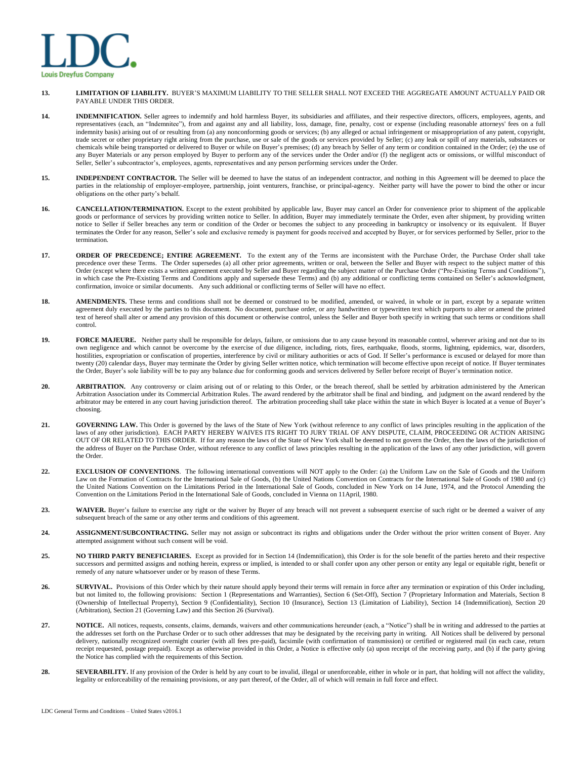**13. LIMITATION OF LIABILITY.** BUYER'S MAXIMUM LIABILITY TO THE SELLER SHALL NOT EXCEED THE AGGREGATE AMOUNT ACTUALLY PAID OR PAYABLE UNDER THIS ORDER.

**14. INDEMNIFICATION.** Seller agrees to indemnify and hold harmless Buyer, its subsidiaries and affiliates, and their respective directors, officers, employees, agents, and representatives (each, an "Indemnitee"), from and against any and all liability, loss, damage, fine, penalty, cost or expense (including reasonable attorneys' fees on a full indemnity basis) arising out of or resulting from (a) any nonconforming goods or services; (b) any alleged or actual infringement or misappropriation of any patent, copyright, trade secret or other proprietary right arising from the purchase, use or sale of the goods or services provided by Seller; (c) any leak or spill of any materials, substances or chemicals while being transported or delivered to Buyer or while on Buyer's premises; (d) any breach by Seller of any term or condition contained in the Order; (e) the use of any Buyer Materials or any person employed by Buyer to perform any of the services under the Order and/or (f) the negligent acts or omissions, or willful misconduct of Seller, Seller's subcontractor's, employees, agents, representatives and any person performing services under the Order.

**15. INDEPENDENT CONTRACTOR.** The Seller will be deemed to have the status of an independent contractor, and nothing in this Agreement will be deemed to place the parties in the relationship of employer-employee, partnership, joint venturers, franchise, or principal-agency. Neither party will have the power to bind the other or incur obligations on the other party's behalf.

**16. CANCELLATION/TERMINATION.** Except to the extent prohibited by applicable law, Buyer may cancel an Order for convenience prior to shipment of the applicable goods or performance of services by providing written notice to Seller. In addition, Buyer may immediately terminate the Order, even after shipment, by providing written notice to Seller if Seller breaches any term or condition of the Order or becomes the subject to any proceeding in bankruptcy or insolvency or its equivalent. If Buyer terminates the Order for any reason, Seller's sole and exclusive remedy is payment for goods received and accepted by Buyer, or for services performed by Seller, prior to the termination.

**17. ORDER OF PRECEDENCE; ENTIRE AGREEMENT.** To the extent any of the Terms are inconsistent with the Purchase Order, the Purchase Order shall take precedence over these Terms. The Order supersedes (a) all other prior agreements, written or oral, between the Seller and Buyer with respect to the subject matter of this Order (except where there exists a written agreement executed by Seller and Buyer regarding the subject matter of the Purchase Order ("Pre-Existing Terms and Conditions"), in which case the Pre-Existing Terms and Conditions apply and supersede these Terms) and (b) any additional or conflicting terms contained on Seller's acknowledgment, confirmation, invoice or similar documents. Any such additional or conflicting terms of Seller will have no effect.

**18. AMENDMENTS.** These terms and conditions shall not be deemed or construed to be modified, amended, or waived, in whole or in part, except by a separate written agreement duly executed by the parties to this document. No document, purchase order, or any handwritten or typewritten text which purports to alter or amend the printed text of hereof shall alter or amend any provision of this document or otherwise control, unless the Seller and Buyer both specify in writing that such terms or conditions shall control.

**19. FORCE MAJEURE.** Neither party shall be responsible for delays, failure, or omissions due to any cause beyond its reasonable control, wherever arising and not due to its own negligence and which cannot be overcome by the exercise of due diligence, including, riots, fires, earthquake, floods, storms, lightning, epidemics, war, disorders, hostilities, expropriation or confiscation of properties, interference by civil or military authorities or acts of God. If Seller's performance is excused or delayed for more than twenty (20) calendar days, Buyer may terminate the Order by giving Seller written notice, which termination will become effective upon receipt of notice. If Buyer terminates the Order, Buyer's sole liability will be to pay any balance due for conforming goods and services delivered by Seller before receipt of Buyer's termination notice.

**20. ARBITRATION.** Any controversy or claim arising out of or relating to this Order, or the breach thereof, shall be settled by arbitration administered by the American Arbitration Association under its Commercial Arbitration Rules. The award rendered by the arbitrator shall be final and binding, and judgment on the award rendered by the arbitrator may be entered in any court having jurisdiction thereof. The arbitration proceeding shall take place within the state in which Buyer is located at a venue of Buyer's choosing.

**21. GOVERNING LAW.** This Order is governed by the laws of the State of New York (without reference to any conflict of laws principles resulting in the application of the laws of any other jurisdiction). EACH PARTY HEREBY WAIVES ITS RIGHT TO JURY TRIAL OF ANY DISPUTE, CLAIM, PROCEEDING OR ACTION ARISING OUT OF OR RELATED TO THIS ORDER. If for any reason the laws of the State of New York shall be deemed to not govern the Order, then the laws of the jurisdiction of the address of Buyer on the Purchase Order, without reference to any conflict of laws principles resulting in the application of the laws of any other jurisdiction, will govern the Order.

**22. EXCLUSION OF CONVENTIONS**. The following international conventions will NOT apply to the Order: (a) the Uniform Law on the Sale of Goods and the Uniform Law on the Formation of Contracts for the International Sale of Goods, (b) the United Nations Convention on Contracts for the International Sale of Goods of 1980 and (c) the United Nations Convention on the Limitations Period in the International Sale of Goods, concluded in New York on 14 June, 1974, and the Protocol Amending the Convention on the Limitations Period in the International Sale of Goods, concluded in Vienna on 11April, 1980.

**23. WAIVER.** Buyer's failure to exercise any right or the waiver by Buyer of any breach will not prevent a subsequent exercise of such right or be deemed a waiver of any subsequent breach of the same or any other terms and conditions of this agreement.

**24. ASSIGNMENT/SUBCONTRACTING.** Seller may not assign or subcontract its rights and obligations under the Order without the prior written consent of Buyer. Any attempted assignment without such consent will be void.

**25. NO THIRD PARTY BENEFICIARIES.** Except as provided for in Section 14 (Indemnification), this Order is for the sole benefit of the parties hereto and their respective successors and permitted assigns and nothing herein, express or implied, is intended to or shall confer upon any other person or entity any legal or equitable right, benefit or remedy of any nature whatsoever under or by reason of these Terms.

**26. SURVIVAL.** Provisions of this Order which by their nature should apply beyond their terms will remain in force after any termination or expiration of this Order including, but not limited to, the following provisions: Section 1 (Representations and Warranties), Section 6 (Set-Off), Section 7 (Proprietary Information and Materials, Section 8 (Ownership of Intellectual Property), Section 9 (Confidentiality), Section 10 (Insurance), Section 13 (Limitation of Liability), Section 14 (Indemnification), Section 20 (Arbitration), Section 21 (Governing Law) and this Section 26 (Survival).

**27. NOTICE.** All notices, requests, consents, claims, demands, waivers and other communications hereunder (each, a "Notice") shall be in writing and addressed to the parties at the addresses set forth on the Purchase Order or to such other addresses that may be designated by the receiving party in writing. All Notices shall be delivered by personal delivery, nationally recognized overnight courier (with all fees pre-paid), facsimile (with confirmation of transmission) or certified or registered mail (in each case, return receipt requested, postage prepaid). Except as otherwise provided in this Order, a Notice is effective only (a) upon receipt of the receiving party, and (b) if the party giving the Notice has complied with the requirements of this Section.

**28. SEVERABILITY.** If any provision of the Order is held by any court to be invalid, illegal or unenforceable, either in whole or in part, that holding will not affect the validity, legality or enforceability of the remaining provisions, or any part thereof, of the Order, all of which will remain in full force and effect.